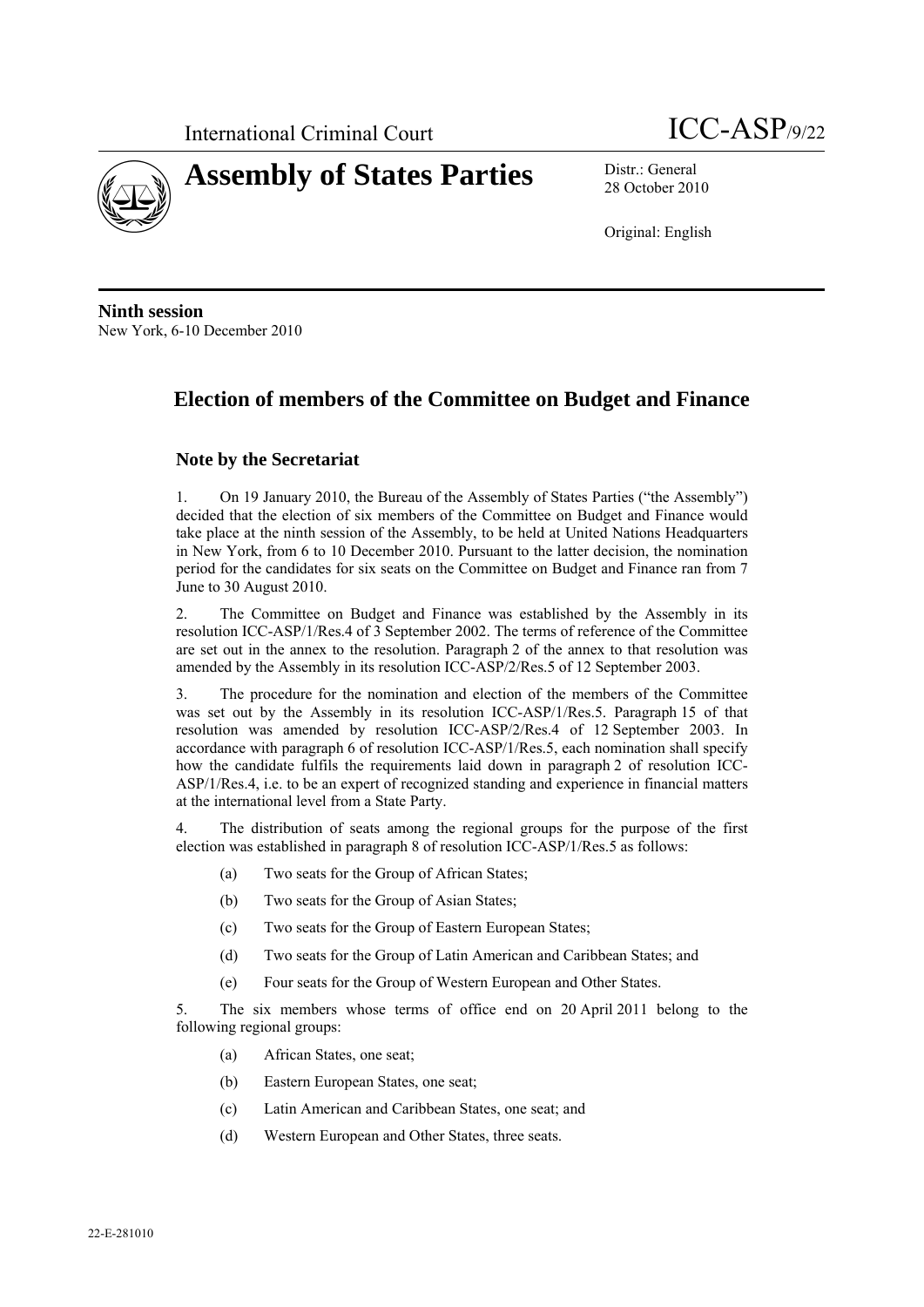International Criminal Court

ICC-ASP/9/22

# Assembly of States Parties

Distr.: General
28 October 2010

Original: English

**Ninth session**
New York, 6-10 December 2010

## Election of members of the Committee on Budget and Finance

### Note by the Secretariat

1. On 19 January 2010, the Bureau of the Assembly of States Parties ("the Assembly") decided that the election of six members of the Committee on Budget and Finance would take place at the ninth session of the Assembly, to be held at United Nations Headquarters in New York, from 6 to 10 December 2010. Pursuant to the latter decision, the nomination period for the candidates for six seats on the Committee on Budget and Finance ran from 7 June to 30 August 2010.

2. The Committee on Budget and Finance was established by the Assembly in its resolution ICC-ASP/1/Res.4 of 3 September 2002. The terms of reference of the Committee are set out in the annex to the resolution. Paragraph 2 of the annex to that resolution was amended by the Assembly in its resolution ICC-ASP/2/Res.5 of 12 September 2003.

3. The procedure for the nomination and election of the members of the Committee was set out by the Assembly in its resolution ICC-ASP/1/Res.5. Paragraph 15 of that resolution was amended by resolution ICC-ASP/2/Res.4 of 12 September 2003. In accordance with paragraph 6 of resolution ICC-ASP/1/Res.5, each nomination shall specify how the candidate fulfils the requirements laid down in paragraph 2 of resolution ICC-ASP/1/Res.4, i.e. to be an expert of recognized standing and experience in financial matters at the international level from a State Party.

4. The distribution of seats among the regional groups for the purpose of the first election was established in paragraph 8 of resolution ICC-ASP/1/Res.5 as follows:

   (a) Two seats for the Group of African States;

   (b) Two seats for the Group of Asian States;

   (c) Two seats for the Group of Eastern European States;

   (d) Two seats for the Group of Latin American and Caribbean States; and

   (e) Four seats for the Group of Western European and Other States.

5. The six members whose terms of office end on 20 April 2011 belong to the following regional groups:

   (a) African States, one seat;

   (b) Eastern European States, one seat;

   (c) Latin American and Caribbean States, one seat; and

   (d) Western European and Other States, three seats.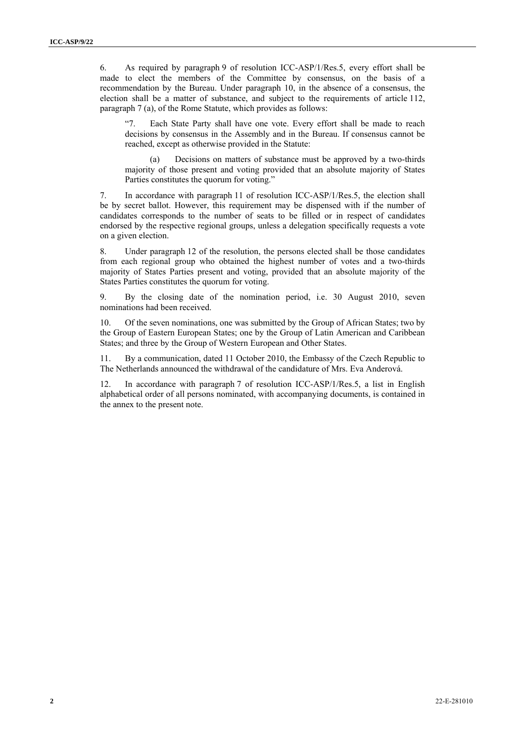6. As required by paragraph 9 of resolution ICC-ASP/1/Res.5, every effort shall be made to elect the members of the Committee by consensus, on the basis of a recommendation by the Bureau. Under paragraph 10, in the absence of a consensus, the election shall be a matter of substance, and subject to the requirements of article 112, paragraph 7 (a), of the Rome Statute, which provides as follows:

> "7. Each State Party shall have one vote. Every effort shall be made to reach decisions by consensus in the Assembly and in the Bureau. If consensus cannot be reached, except as otherwise provided in the Statute:
>
> (a) Decisions on matters of substance must be approved by a two-thirds majority of those present and voting provided that an absolute majority of States Parties constitutes the quorum for voting."

7. In accordance with paragraph 11 of resolution ICC-ASP/1/Res.5, the election shall be by secret ballot. However, this requirement may be dispensed with if the number of candidates corresponds to the number of seats to be filled or in respect of candidates endorsed by the respective regional groups, unless a delegation specifically requests a vote on a given election.

8. Under paragraph 12 of the resolution, the persons elected shall be those candidates from each regional group who obtained the highest number of votes and a two-thirds majority of States Parties present and voting, provided that an absolute majority of the States Parties constitutes the quorum for voting.

9. By the closing date of the nomination period, i.e. 30 August 2010, seven nominations had been received.

10. Of the seven nominations, one was submitted by the Group of African States; two by the Group of Eastern European States; one by the Group of Latin American and Caribbean States; and three by the Group of Western European and Other States.

11. By a communication, dated 11 October 2010, the Embassy of the Czech Republic to The Netherlands announced the withdrawal of the candidature of Mrs. Eva Anderová.

12. In accordance with paragraph 7 of resolution ICC-ASP/1/Res.5, a list in English alphabetical order of all persons nominated, with accompanying documents, is contained in the annex to the present note.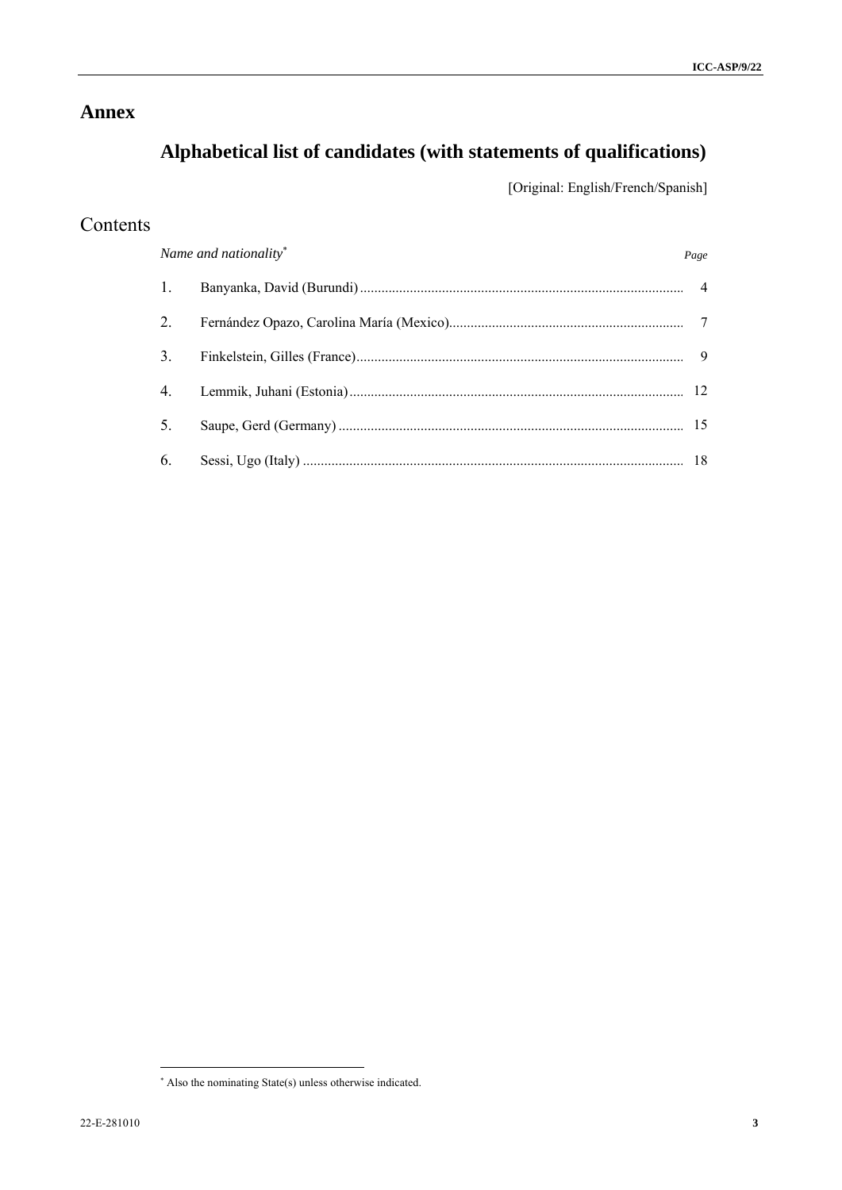# Annex

## Alphabetical list of candidates (with statements of qualifications)

[Original: English/French/Spanish]

## Contents

| *Name and nationality*[*] | | *Page* |
|---|---|---|
| 1. | Banyanka, David (Burundi) | 4 |
| 2. | Fernández Opazo, Carolina María (Mexico) | 7 |
| 3. | Finkelstein, Gilles (France) | 9 |
| 4. | Lemmik, Juhani (Estonia) | 12 |
| 5. | Saupe, Gerd (Germany) | 15 |
| 6. | Sessi, Ugo (Italy) | 18 |

[*] Also the nominating State(s) unless otherwise indicated.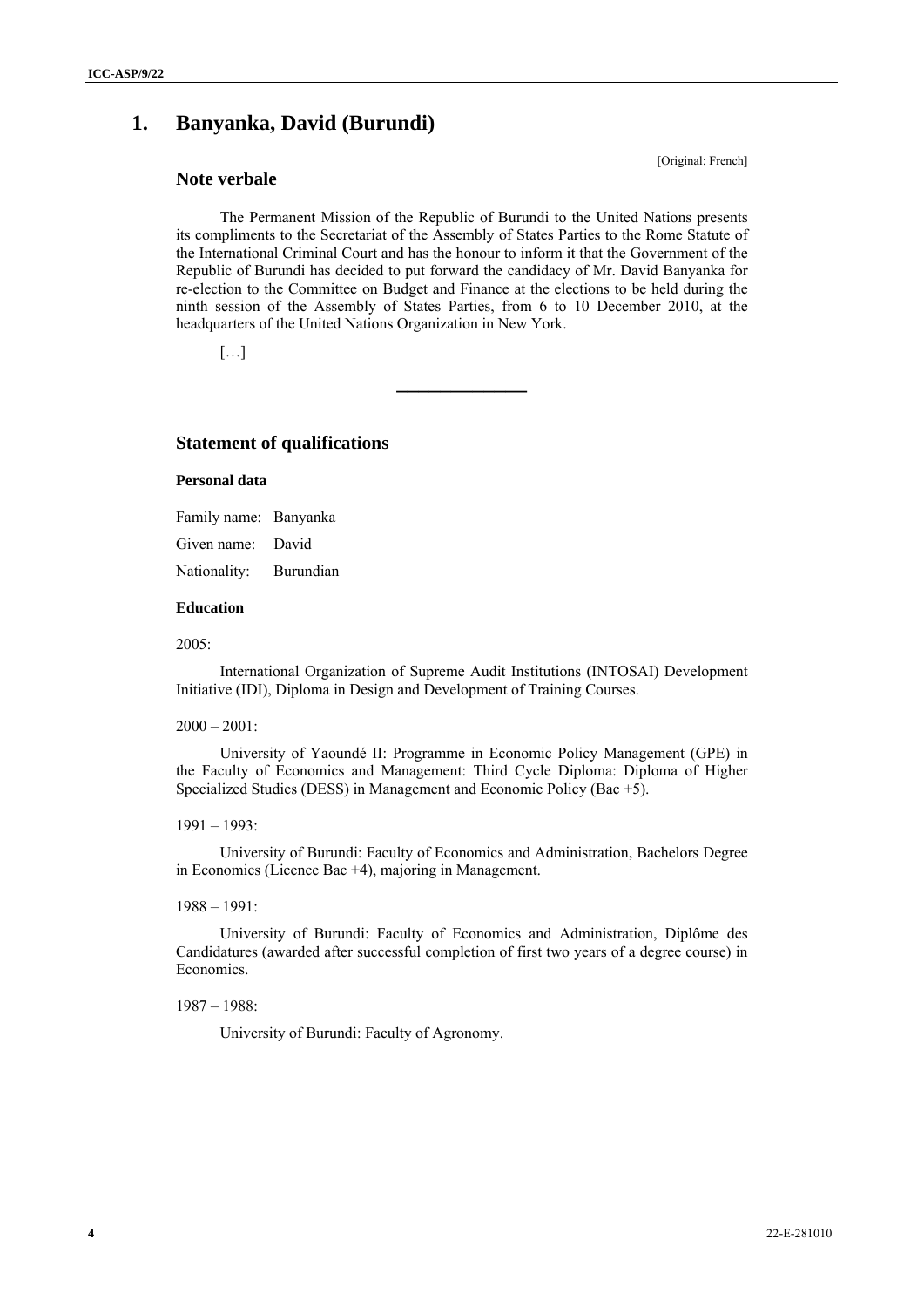# 1. Banyanka, David (Burundi)

[Original: French]

## Note verbale

The Permanent Mission of the Republic of Burundi to the United Nations presents its compliments to the Secretariat of the Assembly of States Parties to the Rome Statute of the International Criminal Court and has the honour to inform it that the Government of the Republic of Burundi has decided to put forward the candidacy of Mr. David Banyanka for re-election to the Committee on Budget and Finance at the elections to be held during the ninth session of the Assembly of States Parties, from 6 to 10 December 2010, at the headquarters of the United Nations Organization in New York.

[…]

---

## Statement of qualifications

### Personal data

Family name: Banyanka

Given name: David

Nationality: Burundian

### Education

2005:

International Organization of Supreme Audit Institutions (INTOSAI) Development Initiative (IDI), Diploma in Design and Development of Training Courses.

2000 – 2001:

University of Yaoundé II: Programme in Economic Policy Management (GPE) in the Faculty of Economics and Management: Third Cycle Diploma: Diploma of Higher Specialized Studies (DESS) in Management and Economic Policy (Bac +5).

1991 – 1993:

University of Burundi: Faculty of Economics and Administration, Bachelors Degree in Economics (Licence Bac +4), majoring in Management.

1988 – 1991:

University of Burundi: Faculty of Economics and Administration, Diplôme des Candidatures (awarded after successful completion of first two years of a degree course) in Economics.

1987 – 1988:

University of Burundi: Faculty of Agronomy.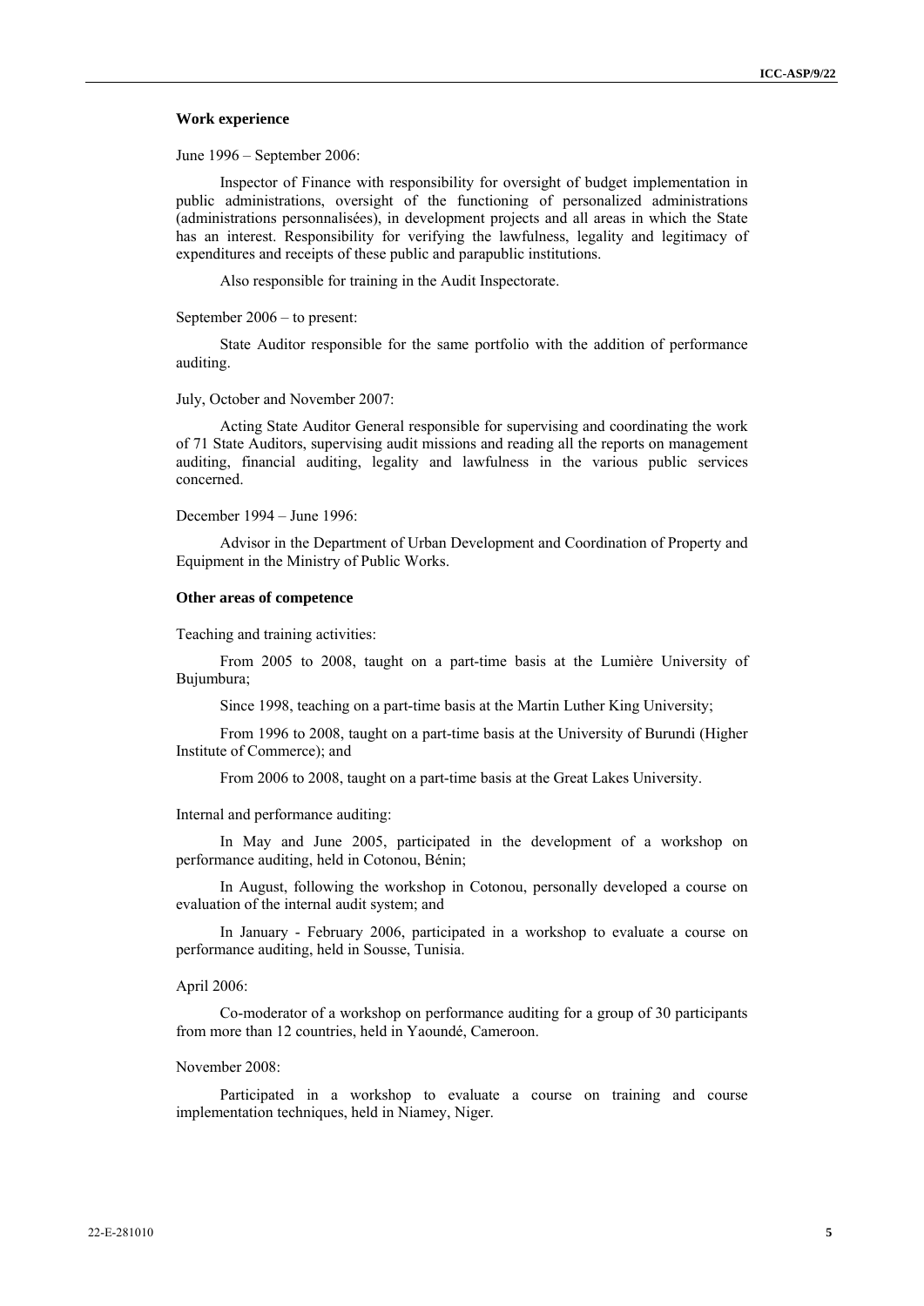**Work experience**

June 1996 – September 2006:

Inspector of Finance with responsibility for oversight of budget implementation in public administrations, oversight of the functioning of personalized administrations (administrations personnalisées), in development projects and all areas in which the State has an interest. Responsibility for verifying the lawfulness, legality and legitimacy of expenditures and receipts of these public and parapublic institutions.

Also responsible for training in the Audit Inspectorate.

September 2006 – to present:

State Auditor responsible for the same portfolio with the addition of performance auditing.

July, October and November 2007:

Acting State Auditor General responsible for supervising and coordinating the work of 71 State Auditors, supervising audit missions and reading all the reports on management auditing, financial auditing, legality and lawfulness in the various public services concerned.

December 1994 – June 1996:

Advisor in the Department of Urban Development and Coordination of Property and Equipment in the Ministry of Public Works.

**Other areas of competence**

Teaching and training activities:

From 2005 to 2008, taught on a part-time basis at the Lumière University of Bujumbura;

Since 1998, teaching on a part-time basis at the Martin Luther King University;

From 1996 to 2008, taught on a part-time basis at the University of Burundi (Higher Institute of Commerce); and

From 2006 to 2008, taught on a part-time basis at the Great Lakes University.

Internal and performance auditing:

In May and June 2005, participated in the development of a workshop on performance auditing, held in Cotonou, Bénin;

In August, following the workshop in Cotonou, personally developed a course on evaluation of the internal audit system; and

In January - February 2006, participated in a workshop to evaluate a course on performance auditing, held in Sousse, Tunisia.

April 2006:

Co-moderator of a workshop on performance auditing for a group of 30 participants from more than 12 countries, held in Yaoundé, Cameroon.

November 2008:

Participated in a workshop to evaluate a course on training and course implementation techniques, held in Niamey, Niger.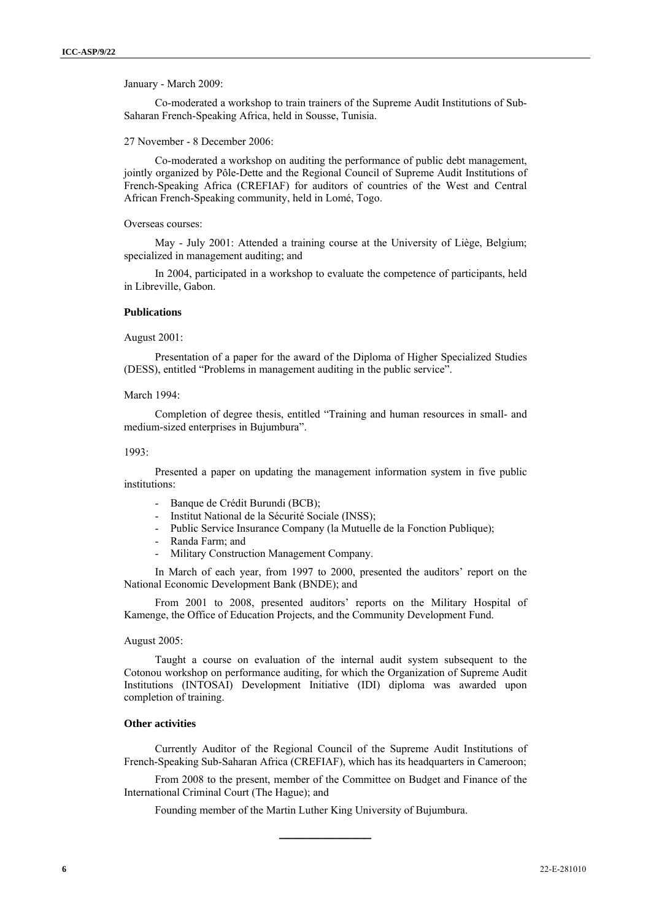January - March 2009:

Co-moderated a workshop to train trainers of the Supreme Audit Institutions of Sub-Saharan French-Speaking Africa, held in Sousse, Tunisia.

27 November - 8 December 2006:

Co-moderated a workshop on auditing the performance of public debt management, jointly organized by Pôle-Dette and the Regional Council of Supreme Audit Institutions of French-Speaking Africa (CREFIAF) for auditors of countries of the West and Central African French-Speaking community, held in Lomé, Togo.

Overseas courses:

May - July 2001: Attended a training course at the University of Liège, Belgium; specialized in management auditing; and

In 2004, participated in a workshop to evaluate the competence of participants, held in Libreville, Gabon.

**Publications**

August 2001:

Presentation of a paper for the award of the Diploma of Higher Specialized Studies (DESS), entitled "Problems in management auditing in the public service".

March 1994:

Completion of degree thesis, entitled "Training and human resources in small- and medium-sized enterprises in Bujumbura".

1993:

Presented a paper on updating the management information system in five public institutions:

- Banque de Crédit Burundi (BCB);
- Institut National de la Sécurité Sociale (INSS);
- Public Service Insurance Company (la Mutuelle de la Fonction Publique);
- Randa Farm; and
- Military Construction Management Company.

In March of each year, from 1997 to 2000, presented the auditors' report on the National Economic Development Bank (BNDE); and

From 2001 to 2008, presented auditors' reports on the Military Hospital of Kamenge, the Office of Education Projects, and the Community Development Fund.

August 2005:

Taught a course on evaluation of the internal audit system subsequent to the Cotonou workshop on performance auditing, for which the Organization of Supreme Audit Institutions (INTOSAI) Development Initiative (IDI) diploma was awarded upon completion of training.

**Other activities**

Currently Auditor of the Regional Council of the Supreme Audit Institutions of French-Speaking Sub-Saharan Africa (CREFIAF), which has its headquarters in Cameroon;

From 2008 to the present, member of the Committee on Budget and Finance of the International Criminal Court (The Hague); and

Founding member of the Martin Luther King University of Bujumbura.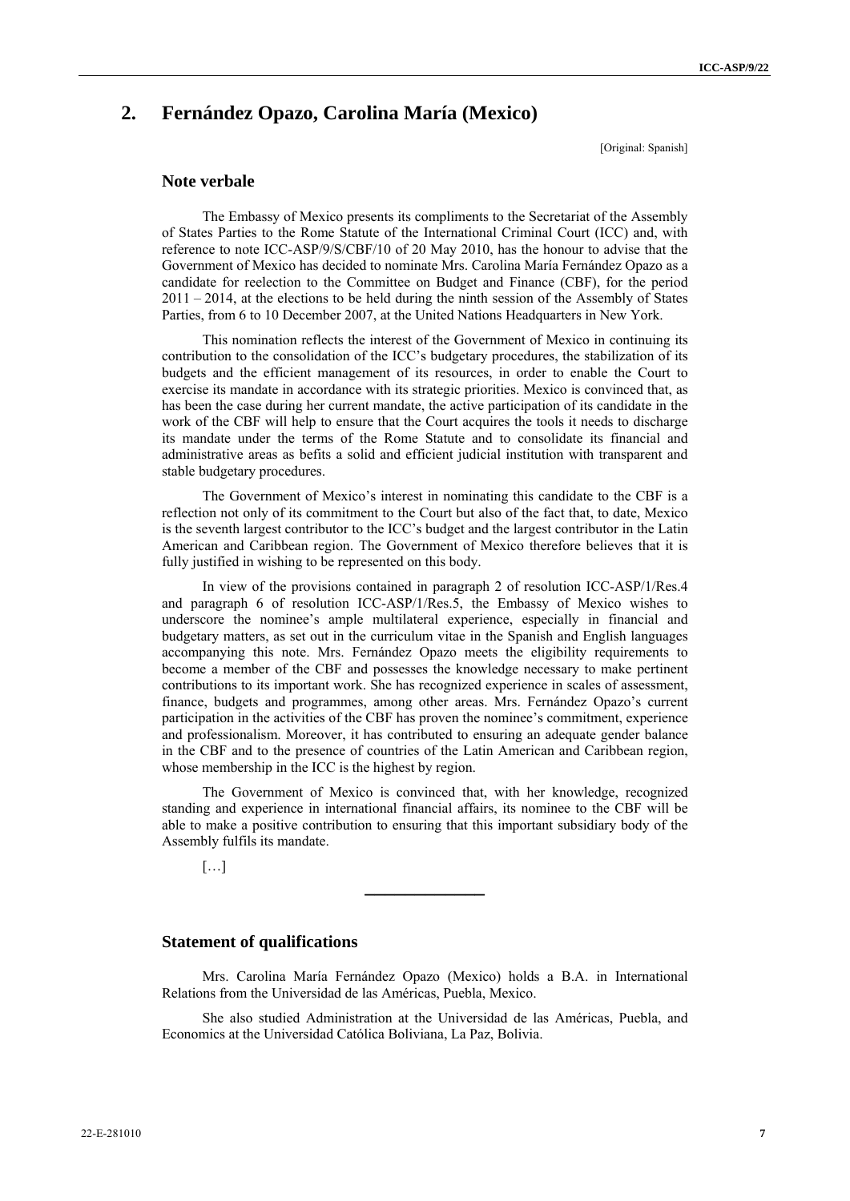## 2. Fernández Opazo, Carolina María (Mexico)

[Original: Spanish]

### Note verbale

The Embassy of Mexico presents its compliments to the Secretariat of the Assembly of States Parties to the Rome Statute of the International Criminal Court (ICC) and, with reference to note ICC-ASP/9/S/CBF/10 of 20 May 2010, has the honour to advise that the Government of Mexico has decided to nominate Mrs. Carolina María Fernández Opazo as a candidate for reelection to the Committee on Budget and Finance (CBF), for the period 2011 – 2014, at the elections to be held during the ninth session of the Assembly of States Parties, from 6 to 10 December 2007, at the United Nations Headquarters in New York.

This nomination reflects the interest of the Government of Mexico in continuing its contribution to the consolidation of the ICC's budgetary procedures, the stabilization of its budgets and the efficient management of its resources, in order to enable the Court to exercise its mandate in accordance with its strategic priorities. Mexico is convinced that, as has been the case during her current mandate, the active participation of its candidate in the work of the CBF will help to ensure that the Court acquires the tools it needs to discharge its mandate under the terms of the Rome Statute and to consolidate its financial and administrative areas as befits a solid and efficient judicial institution with transparent and stable budgetary procedures.

The Government of Mexico's interest in nominating this candidate to the CBF is a reflection not only of its commitment to the Court but also of the fact that, to date, Mexico is the seventh largest contributor to the ICC's budget and the largest contributor in the Latin American and Caribbean region. The Government of Mexico therefore believes that it is fully justified in wishing to be represented on this body.

In view of the provisions contained in paragraph 2 of resolution ICC-ASP/1/Res.4 and paragraph 6 of resolution ICC-ASP/1/Res.5, the Embassy of Mexico wishes to underscore the nominee's ample multilateral experience, especially in financial and budgetary matters, as set out in the curriculum vitae in the Spanish and English languages accompanying this note. Mrs. Fernández Opazo meets the eligibility requirements to become a member of the CBF and possesses the knowledge necessary to make pertinent contributions to its important work. She has recognized experience in scales of assessment, finance, budgets and programmes, among other areas. Mrs. Fernández Opazo's current participation in the activities of the CBF has proven the nominee's commitment, experience and professionalism. Moreover, it has contributed to ensuring an adequate gender balance in the CBF and to the presence of countries of the Latin American and Caribbean region, whose membership in the ICC is the highest by region.

The Government of Mexico is convinced that, with her knowledge, recognized standing and experience in international financial affairs, its nominee to the CBF will be able to make a positive contribution to ensuring that this important subsidiary body of the Assembly fulfils its mandate.

[…]

---

### Statement of qualifications

Mrs. Carolina María Fernández Opazo (Mexico) holds a B.A. in International Relations from the Universidad de las Américas, Puebla, Mexico.

She also studied Administration at the Universidad de las Américas, Puebla, and Economics at the Universidad Católica Boliviana, La Paz, Bolivia.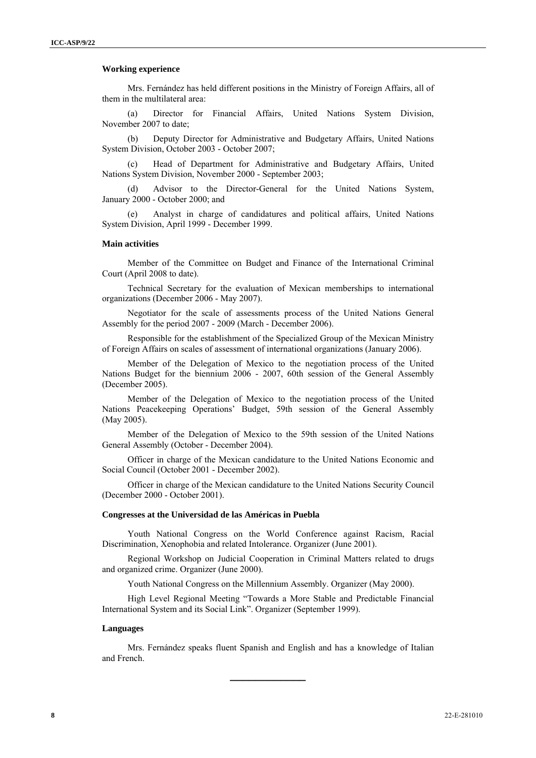**Working experience**

Mrs. Fernández has held different positions in the Ministry of Foreign Affairs, all of them in the multilateral area:

(a) Director for Financial Affairs, United Nations System Division, November 2007 to date;

(b) Deputy Director for Administrative and Budgetary Affairs, United Nations System Division, October 2003 - October 2007;

(c) Head of Department for Administrative and Budgetary Affairs, United Nations System Division, November 2000 - September 2003;

(d) Advisor to the Director-General for the United Nations System, January 2000 - October 2000; and

(e) Analyst in charge of candidatures and political affairs, United Nations System Division, April 1999 - December 1999.

**Main activities**

Member of the Committee on Budget and Finance of the International Criminal Court (April 2008 to date).

Technical Secretary for the evaluation of Mexican memberships to international organizations (December 2006 - May 2007).

Negotiator for the scale of assessments process of the United Nations General Assembly for the period 2007 - 2009 (March - December 2006).

Responsible for the establishment of the Specialized Group of the Mexican Ministry of Foreign Affairs on scales of assessment of international organizations (January 2006).

Member of the Delegation of Mexico to the negotiation process of the United Nations Budget for the biennium 2006 - 2007, 60th session of the General Assembly (December 2005).

Member of the Delegation of Mexico to the negotiation process of the United Nations Peacekeeping Operations' Budget, 59th session of the General Assembly (May 2005).

Member of the Delegation of Mexico to the 59th session of the United Nations General Assembly (October - December 2004).

Officer in charge of the Mexican candidature to the United Nations Economic and Social Council (October 2001 - December 2002).

Officer in charge of the Mexican candidature to the United Nations Security Council (December 2000 - October 2001).

**Congresses at the Universidad de las Américas in Puebla**

Youth National Congress on the World Conference against Racism, Racial Discrimination, Xenophobia and related Intolerance. Organizer (June 2001).

Regional Workshop on Judicial Cooperation in Criminal Matters related to drugs and organized crime. Organizer (June 2000).

Youth National Congress on the Millennium Assembly. Organizer (May 2000).

High Level Regional Meeting "Towards a More Stable and Predictable Financial International System and its Social Link". Organizer (September 1999).

**Languages**

Mrs. Fernández speaks fluent Spanish and English and has a knowledge of Italian and French.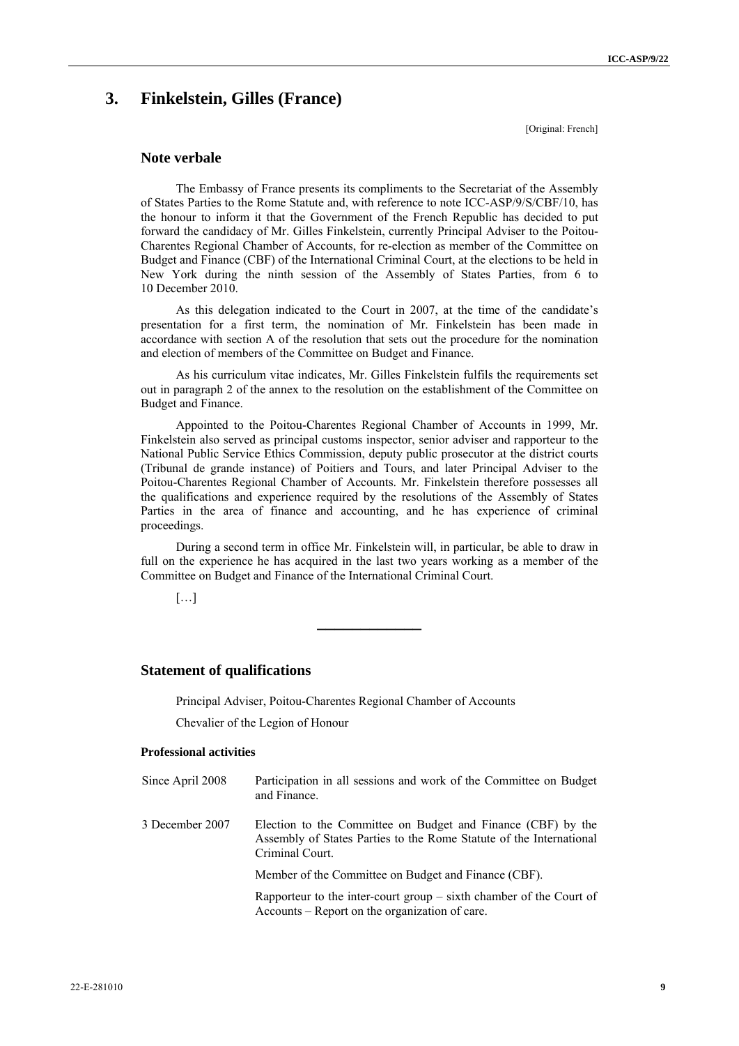## 3. Finkelstein, Gilles (France)

[Original: French]

### Note verbale

The Embassy of France presents its compliments to the Secretariat of the Assembly of States Parties to the Rome Statute and, with reference to note ICC-ASP/9/S/CBF/10, has the honour to inform it that the Government of the French Republic has decided to put forward the candidacy of Mr. Gilles Finkelstein, currently Principal Adviser to the Poitou-Charentes Regional Chamber of Accounts, for re-election as member of the Committee on Budget and Finance (CBF) of the International Criminal Court, at the elections to be held in New York during the ninth session of the Assembly of States Parties, from 6 to 10 December 2010.

As this delegation indicated to the Court in 2007, at the time of the candidate's presentation for a first term, the nomination of Mr. Finkelstein has been made in accordance with section A of the resolution that sets out the procedure for the nomination and election of members of the Committee on Budget and Finance.

As his curriculum vitae indicates, Mr. Gilles Finkelstein fulfils the requirements set out in paragraph 2 of the annex to the resolution on the establishment of the Committee on Budget and Finance.

Appointed to the Poitou-Charentes Regional Chamber of Accounts in 1999, Mr. Finkelstein also served as principal customs inspector, senior adviser and rapporteur to the National Public Service Ethics Commission, deputy public prosecutor at the district courts (Tribunal de grande instance) of Poitiers and Tours, and later Principal Adviser to the Poitou-Charentes Regional Chamber of Accounts. Mr. Finkelstein therefore possesses all the qualifications and experience required by the resolutions of the Assembly of States Parties in the area of finance and accounting, and he has experience of criminal proceedings.

During a second term in office Mr. Finkelstein will, in particular, be able to draw in full on the experience he has acquired in the last two years working as a member of the Committee on Budget and Finance of the International Criminal Court.

[…]

---

### Statement of qualifications

Principal Adviser, Poitou-Charentes Regional Chamber of Accounts

Chevalier of the Legion of Honour

#### Professional activities

| | |
|---|---|
| Since April 2008 | Participation in all sessions and work of the Committee on Budget and Finance. |
| 3 December 2007 | Election to the Committee on Budget and Finance (CBF) by the Assembly of States Parties to the Rome Statute of the International Criminal Court. |
| | Member of the Committee on Budget and Finance (CBF). |
| | Rapporteur to the inter-court group – sixth chamber of the Court of Accounts – Report on the organization of care. |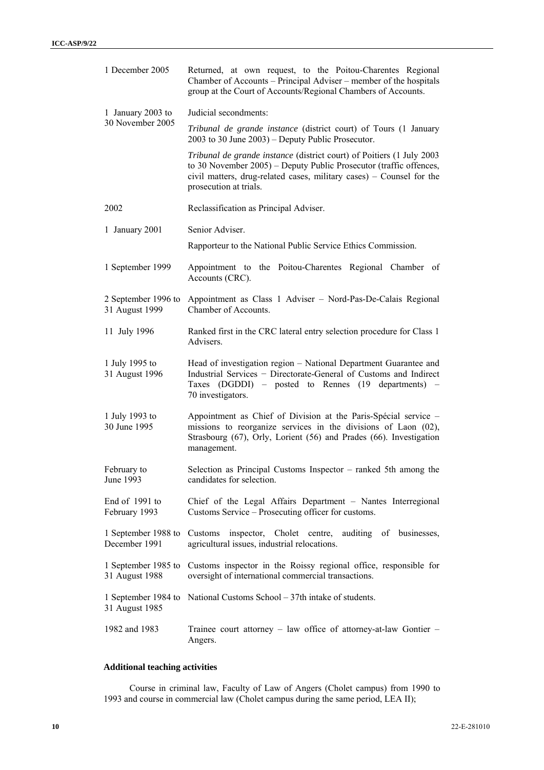| | |
|---|---|
| 1 December 2005 | Returned, at own request, to the Poitou-Charentes Regional Chamber of Accounts – Principal Adviser – member of the hospitals group at the Court of Accounts/Regional Chambers of Accounts. |
| 1 January 2003 to 30 November 2005 | Judicial secondments: |
| | *Tribunal de grande instance* (district court) of Tours (1 January 2003 to 30 June 2003) – Deputy Public Prosecutor. |
| | *Tribunal de grande instance* (district court) of Poitiers (1 July 2003 to 30 November 2005) – Deputy Public Prosecutor (traffic offences, civil matters, drug-related cases, military cases) – Counsel for the prosecution at trials. |
| 2002 | Reclassification as Principal Adviser. |
| 1 January 2001 | Senior Adviser. |
| | Rapporteur to the National Public Service Ethics Commission. |
| 1 September 1999 | Appointment to the Poitou-Charentes Regional Chamber of Accounts (CRC). |
| 2 September 1996 to 31 August 1999 | Appointment as Class 1 Adviser – Nord-Pas-De-Calais Regional Chamber of Accounts. |
| 11 July 1996 | Ranked first in the CRC lateral entry selection procedure for Class 1 Advisers. |
| 1 July 1995 to 31 August 1996 | Head of investigation region – National Department Guarantee and Industrial Services − Directorate-General of Customs and Indirect Taxes (DGDDI) – posted to Rennes (19 departments) – 70 investigators. |
| 1 July 1993 to 30 June 1995 | Appointment as Chief of Division at the Paris-Spécial service – missions to reorganize services in the divisions of Laon (02), Strasbourg (67), Orly, Lorient (56) and Prades (66). Investigation management. |
| February to June 1993 | Selection as Principal Customs Inspector – ranked 5th among the candidates for selection. |
| End of 1991 to February 1993 | Chief of the Legal Affairs Department – Nantes Interregional Customs Service – Prosecuting officer for customs. |
| 1 September 1988 to December 1991 | Customs inspector, Cholet centre, auditing of businesses, agricultural issues, industrial relocations. |
| 1 September 1985 to 31 August 1988 | Customs inspector in the Roissy regional office, responsible for oversight of international commercial transactions. |
| 1 September 1984 to 31 August 1985 | National Customs School – 37th intake of students. |
| 1982 and 1983 | Trainee court attorney – law office of attorney-at-law Gontier – Angers. |

**Additional teaching activities**

Course in criminal law, Faculty of Law of Angers (Cholet campus) from 1990 to 1993 and course in commercial law (Cholet campus during the same period, LEA II);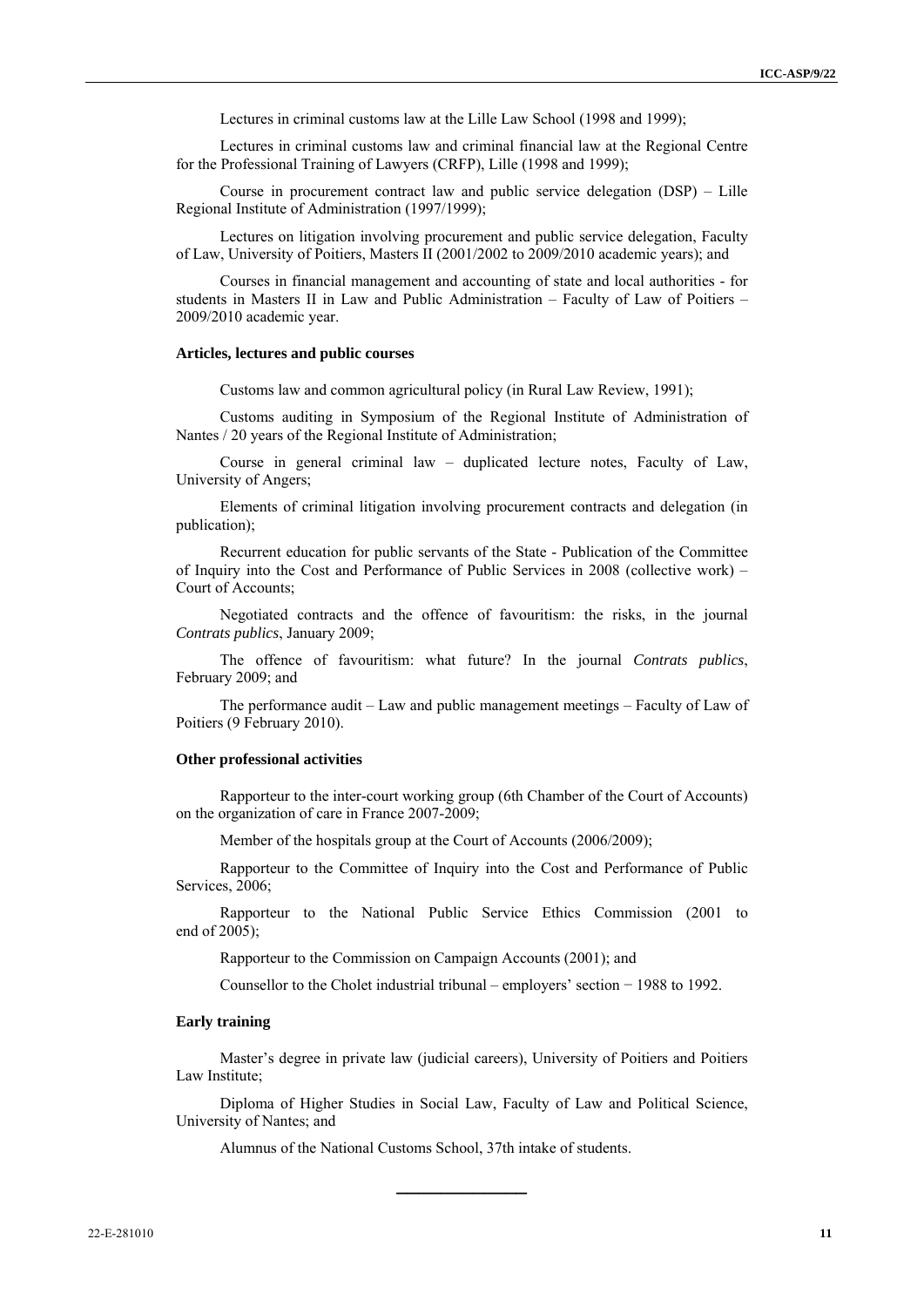Lectures in criminal customs law at the Lille Law School (1998 and 1999);

Lectures in criminal customs law and criminal financial law at the Regional Centre for the Professional Training of Lawyers (CRFP), Lille (1998 and 1999);

Course in procurement contract law and public service delegation (DSP) – Lille Regional Institute of Administration (1997/1999);

Lectures on litigation involving procurement and public service delegation, Faculty of Law, University of Poitiers, Masters II (2001/2002 to 2009/2010 academic years); and

Courses in financial management and accounting of state and local authorities - for students in Masters II in Law and Public Administration – Faculty of Law of Poitiers – 2009/2010 academic year.

#### Articles, lectures and public courses

Customs law and common agricultural policy (in Rural Law Review, 1991);

Customs auditing in Symposium of the Regional Institute of Administration of Nantes / 20 years of the Regional Institute of Administration;

Course in general criminal law – duplicated lecture notes, Faculty of Law, University of Angers;

Elements of criminal litigation involving procurement contracts and delegation (in publication);

Recurrent education for public servants of the State - Publication of the Committee of Inquiry into the Cost and Performance of Public Services in 2008 (collective work) – Court of Accounts;

Negotiated contracts and the offence of favouritism: the risks, in the journal *Contrats publics*, January 2009;

The offence of favouritism: what future? In the journal *Contrats publics*, February 2009; and

The performance audit – Law and public management meetings – Faculty of Law of Poitiers (9 February 2010).

#### Other professional activities

Rapporteur to the inter-court working group (6th Chamber of the Court of Accounts) on the organization of care in France 2007-2009;

Member of the hospitals group at the Court of Accounts (2006/2009);

Rapporteur to the Committee of Inquiry into the Cost and Performance of Public Services, 2006;

Rapporteur to the National Public Service Ethics Commission (2001 to end of 2005);

Rapporteur to the Commission on Campaign Accounts (2001); and

Counsellor to the Cholet industrial tribunal – employers' section − 1988 to 1992.

#### Early training

Master's degree in private law (judicial careers), University of Poitiers and Poitiers Law Institute;

Diploma of Higher Studies in Social Law, Faculty of Law and Political Science, University of Nantes; and

Alumnus of the National Customs School, 37th intake of students.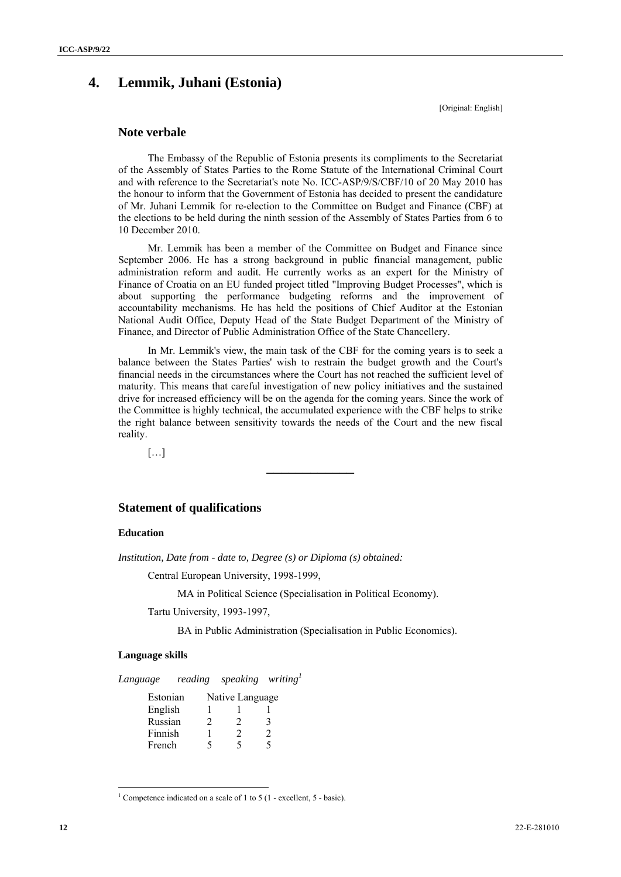## 4. Lemmik, Juhani (Estonia)

[Original: English]

### Note verbale

The Embassy of the Republic of Estonia presents its compliments to the Secretariat of the Assembly of States Parties to the Rome Statute of the International Criminal Court and with reference to the Secretariat's note No. ICC-ASP/9/S/CBF/10 of 20 May 2010 has the honour to inform that the Government of Estonia has decided to present the candidature of Mr. Juhani Lemmik for re-election to the Committee on Budget and Finance (CBF) at the elections to be held during the ninth session of the Assembly of States Parties from 6 to 10 December 2010.

Mr. Lemmik has been a member of the Committee on Budget and Finance since September 2006. He has a strong background in public financial management, public administration reform and audit. He currently works as an expert for the Ministry of Finance of Croatia on an EU funded project titled "Improving Budget Processes", which is about supporting the performance budgeting reforms and the improvement of accountability mechanisms. He has held the positions of Chief Auditor at the Estonian National Audit Office, Deputy Head of the State Budget Department of the Ministry of Finance, and Director of Public Administration Office of the State Chancellery.

In Mr. Lemmik's view, the main task of the CBF for the coming years is to seek a balance between the States Parties' wish to restrain the budget growth and the Court's financial needs in the circumstances where the Court has not reached the sufficient level of maturity. This means that careful investigation of new policy initiatives and the sustained drive for increased efficiency will be on the agenda for the coming years. Since the work of the Committee is highly technical, the accumulated experience with the CBF helps to strike the right balance between sensitivity towards the needs of the Court and the new fiscal reality.

[…]

---

### Statement of qualifications

#### Education

*Institution, Date from - date to, Degree (s) or Diploma (s) obtained:*

Central European University, 1998-1999,

MA in Political Science (Specialisation in Political Economy).

Tartu University, 1993-1997,

BA in Public Administration (Specialisation in Public Economics).

#### Language skills

| *Language* | *reading* | *speaking* | *writing*[1] |
|---|---|---|---|
| Estonian | Native Language | | |
| English | 1 | 1 | 1 |
| Russian | 2 | 2 | 3 |
| Finnish | 1 | 2 | 2 |
| French | 5 | 5 | 5 |

[1] Competence indicated on a scale of 1 to 5 (1 - excellent, 5 - basic).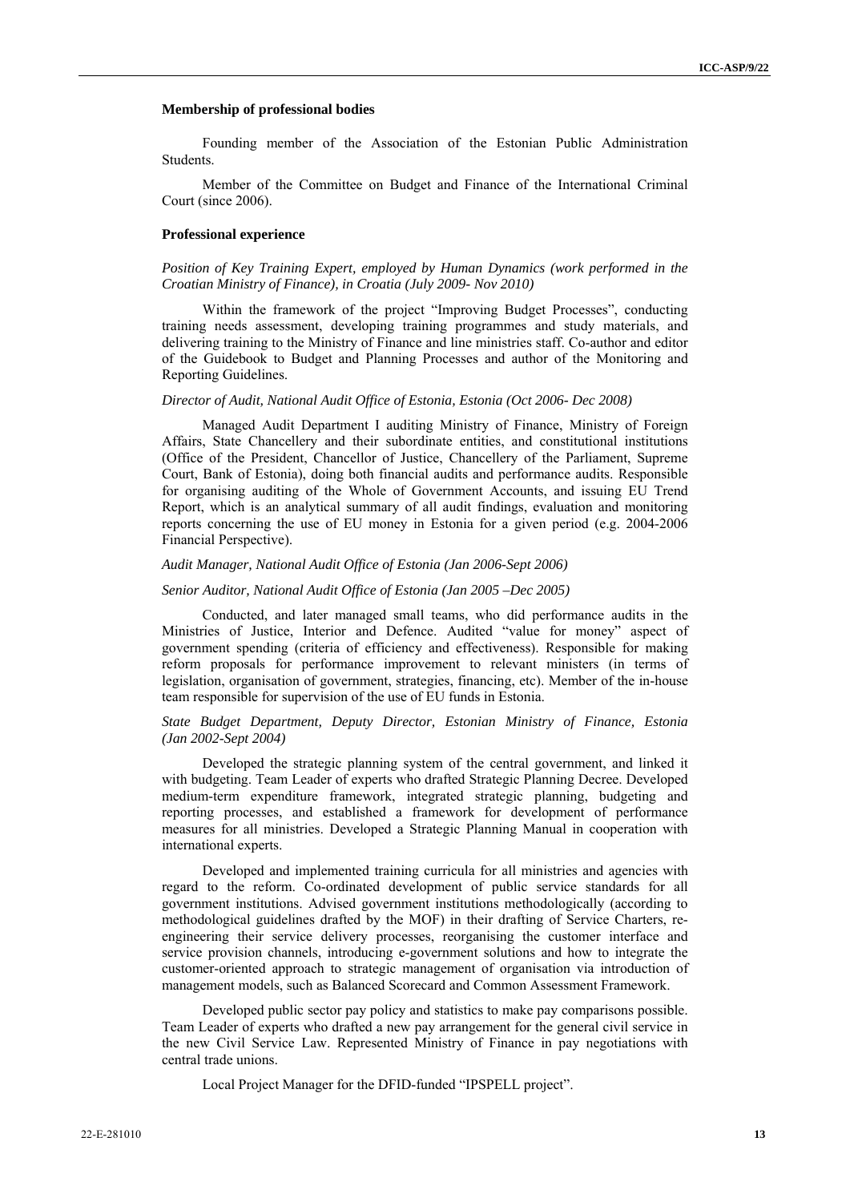**Membership of professional bodies**

Founding member of the Association of the Estonian Public Administration Students.

Member of the Committee on Budget and Finance of the International Criminal Court (since 2006).

**Professional experience**

*Position of Key Training Expert, employed by Human Dynamics (work performed in the Croatian Ministry of Finance), in Croatia (July 2009- Nov 2010)*

Within the framework of the project "Improving Budget Processes", conducting training needs assessment, developing training programmes and study materials, and delivering training to the Ministry of Finance and line ministries staff. Co-author and editor of the Guidebook to Budget and Planning Processes and author of the Monitoring and Reporting Guidelines.

*Director of Audit, National Audit Office of Estonia, Estonia (Oct 2006- Dec 2008)*

Managed Audit Department I auditing Ministry of Finance, Ministry of Foreign Affairs, State Chancellery and their subordinate entities, and constitutional institutions (Office of the President, Chancellor of Justice, Chancellery of the Parliament, Supreme Court, Bank of Estonia), doing both financial audits and performance audits. Responsible for organising auditing of the Whole of Government Accounts, and issuing EU Trend Report, which is an analytical summary of all audit findings, evaluation and monitoring reports concerning the use of EU money in Estonia for a given period (e.g. 2004-2006 Financial Perspective).

*Audit Manager, National Audit Office of Estonia (Jan 2006-Sept 2006)*

*Senior Auditor, National Audit Office of Estonia (Jan 2005 –Dec 2005)*

Conducted, and later managed small teams, who did performance audits in the Ministries of Justice, Interior and Defence. Audited "value for money" aspect of government spending (criteria of efficiency and effectiveness). Responsible for making reform proposals for performance improvement to relevant ministers (in terms of legislation, organisation of government, strategies, financing, etc). Member of the in-house team responsible for supervision of the use of EU funds in Estonia.

*State Budget Department, Deputy Director, Estonian Ministry of Finance, Estonia (Jan 2002-Sept 2004)*

Developed the strategic planning system of the central government, and linked it with budgeting. Team Leader of experts who drafted Strategic Planning Decree. Developed medium-term expenditure framework, integrated strategic planning, budgeting and reporting processes, and established a framework for development of performance measures for all ministries. Developed a Strategic Planning Manual in cooperation with international experts.

Developed and implemented training curricula for all ministries and agencies with regard to the reform. Co-ordinated development of public service standards for all government institutions. Advised government institutions methodologically (according to methodological guidelines drafted by the MOF) in their drafting of Service Charters, re-engineering their service delivery processes, reorganising the customer interface and service provision channels, introducing e-government solutions and how to integrate the customer-oriented approach to strategic management of organisation via introduction of management models, such as Balanced Scorecard and Common Assessment Framework.

Developed public sector pay policy and statistics to make pay comparisons possible. Team Leader of experts who drafted a new pay arrangement for the general civil service in the new Civil Service Law. Represented Ministry of Finance in pay negotiations with central trade unions.

Local Project Manager for the DFID-funded "IPSPELL project".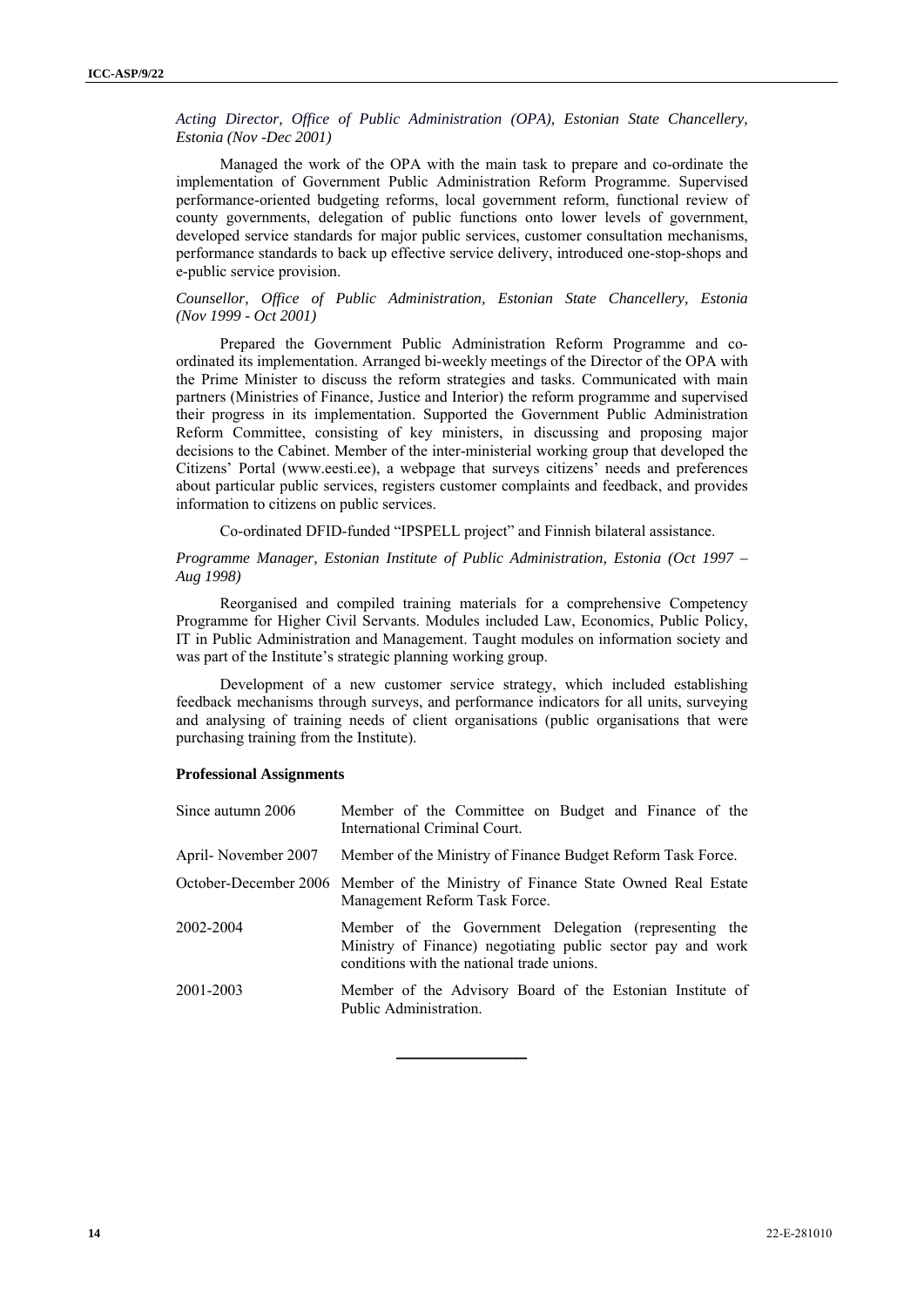*Acting Director, Office of Public Administration (OPA), Estonian State Chancellery, Estonia (Nov -Dec 2001)*

Managed the work of the OPA with the main task to prepare and co-ordinate the implementation of Government Public Administration Reform Programme. Supervised performance-oriented budgeting reforms, local government reform, functional review of county governments, delegation of public functions onto lower levels of government, developed service standards for major public services, customer consultation mechanisms, performance standards to back up effective service delivery, introduced one-stop-shops and e-public service provision.

*Counsellor, Office of Public Administration, Estonian State Chancellery, Estonia (Nov 1999 - Oct 2001)*

Prepared the Government Public Administration Reform Programme and co-ordinated its implementation. Arranged bi-weekly meetings of the Director of the OPA with the Prime Minister to discuss the reform strategies and tasks. Communicated with main partners (Ministries of Finance, Justice and Interior) the reform programme and supervised their progress in its implementation. Supported the Government Public Administration Reform Committee, consisting of key ministers, in discussing and proposing major decisions to the Cabinet. Member of the inter-ministerial working group that developed the Citizens' Portal (www.eesti.ee), a webpage that surveys citizens' needs and preferences about particular public services, registers customer complaints and feedback, and provides information to citizens on public services.

Co-ordinated DFID-funded "IPSPELL project" and Finnish bilateral assistance.

*Programme Manager, Estonian Institute of Public Administration, Estonia (Oct 1997 – Aug 1998)*

Reorganised and compiled training materials for a comprehensive Competency Programme for Higher Civil Servants. Modules included Law, Economics, Public Policy, IT in Public Administration and Management. Taught modules on information society and was part of the Institute's strategic planning working group.

Development of a new customer service strategy, which included establishing feedback mechanisms through surveys, and performance indicators for all units, surveying and analysing of training needs of client organisations (public organisations that were purchasing training from the Institute).

**Professional Assignments**

| | |
|---|---|
| Since autumn 2006 | Member of the Committee on Budget and Finance of the International Criminal Court. |
| April- November 2007 | Member of the Ministry of Finance Budget Reform Task Force. |
| October-December 2006 | Member of the Ministry of Finance State Owned Real Estate Management Reform Task Force. |
| 2002-2004 | Member of the Government Delegation (representing the Ministry of Finance) negotiating public sector pay and work conditions with the national trade unions. |
| 2001-2003 | Member of the Advisory Board of the Estonian Institute of Public Administration. |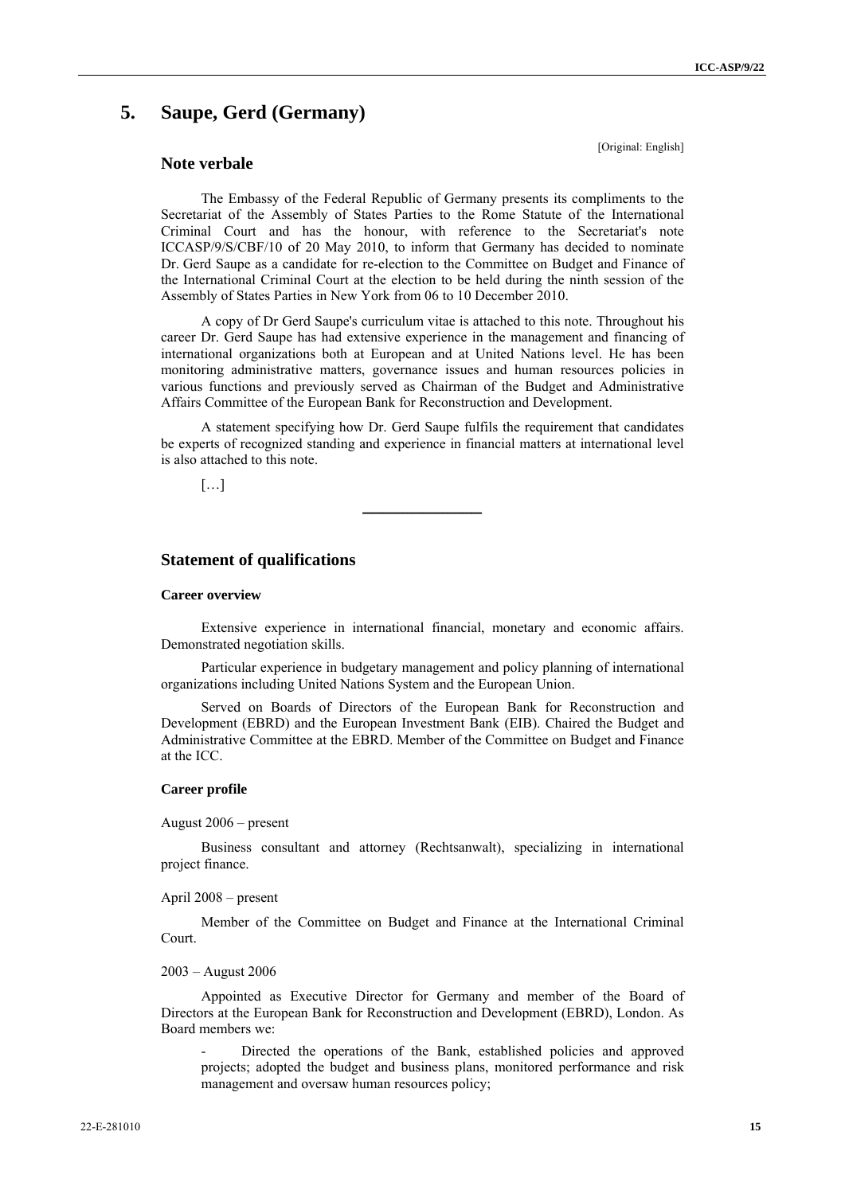## 5. Saupe, Gerd (Germany)

[Original: English]

### Note verbale

The Embassy of the Federal Republic of Germany presents its compliments to the Secretariat of the Assembly of States Parties to the Rome Statute of the International Criminal Court and has the honour, with reference to the Secretariat's note ICCASP/9/S/CBF/10 of 20 May 2010, to inform that Germany has decided to nominate Dr. Gerd Saupe as a candidate for re-election to the Committee on Budget and Finance of the International Criminal Court at the election to be held during the ninth session of the Assembly of States Parties in New York from 06 to 10 December 2010.

A copy of Dr Gerd Saupe's curriculum vitae is attached to this note. Throughout his career Dr. Gerd Saupe has had extensive experience in the management and financing of international organizations both at European and at United Nations level. He has been monitoring administrative matters, governance issues and human resources policies in various functions and previously served as Chairman of the Budget and Administrative Affairs Committee of the European Bank for Reconstruction and Development.

A statement specifying how Dr. Gerd Saupe fulfils the requirement that candidates be experts of recognized standing and experience in financial matters at international level is also attached to this note.

[…]

---

### Statement of qualifications

#### Career overview

Extensive experience in international financial, monetary and economic affairs. Demonstrated negotiation skills.

Particular experience in budgetary management and policy planning of international organizations including United Nations System and the European Union.

Served on Boards of Directors of the European Bank for Reconstruction and Development (EBRD) and the European Investment Bank (EIB). Chaired the Budget and Administrative Committee at the EBRD. Member of the Committee on Budget and Finance at the ICC.

#### Career profile

August 2006 – present

Business consultant and attorney (Rechtsanwalt), specializing in international project finance.

April 2008 – present

Member of the Committee on Budget and Finance at the International Criminal Court.

2003 – August 2006

Appointed as Executive Director for Germany and member of the Board of Directors at the European Bank for Reconstruction and Development (EBRD), London. As Board members we:

- Directed the operations of the Bank, established policies and approved projects; adopted the budget and business plans, monitored performance and risk management and oversaw human resources policy;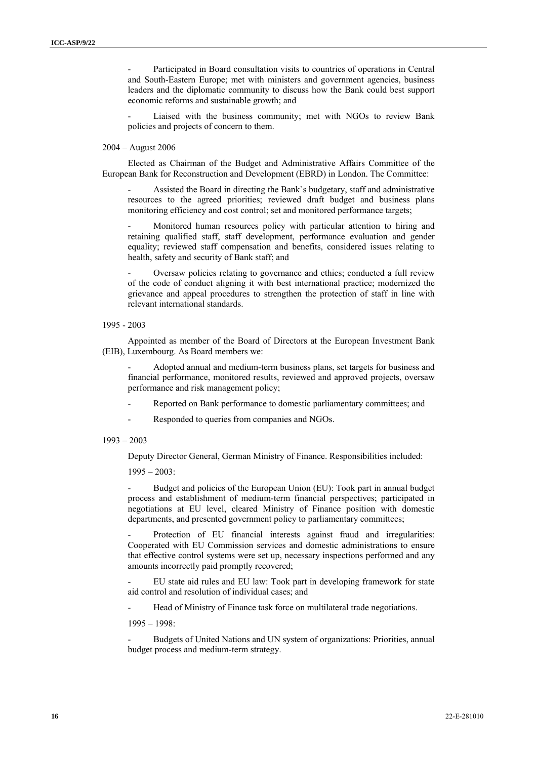- Participated in Board consultation visits to countries of operations in Central and South-Eastern Europe; met with ministers and government agencies, business leaders and the diplomatic community to discuss how the Bank could best support economic reforms and sustainable growth; and

- Liaised with the business community; met with NGOs to review Bank policies and projects of concern to them.

2004 – August 2006

Elected as Chairman of the Budget and Administrative Affairs Committee of the European Bank for Reconstruction and Development (EBRD) in London. The Committee:

- Assisted the Board in directing the Bank`s budgetary, staff and administrative resources to the agreed priorities; reviewed draft budget and business plans monitoring efficiency and cost control; set and monitored performance targets;

- Monitored human resources policy with particular attention to hiring and retaining qualified staff, staff development, performance evaluation and gender equality; reviewed staff compensation and benefits, considered issues relating to health, safety and security of Bank staff; and

- Oversaw policies relating to governance and ethics; conducted a full review of the code of conduct aligning it with best international practice; modernized the grievance and appeal procedures to strengthen the protection of staff in line with relevant international standards.

1995 - 2003

Appointed as member of the Board of Directors at the European Investment Bank (EIB), Luxembourg. As Board members we:

- Adopted annual and medium-term business plans, set targets for business and financial performance, monitored results, reviewed and approved projects, oversaw performance and risk management policy;

- Reported on Bank performance to domestic parliamentary committees; and

- Responded to queries from companies and NGOs.

1993 – 2003

Deputy Director General, German Ministry of Finance. Responsibilities included:

1995 – 2003:

- Budget and policies of the European Union (EU): Took part in annual budget process and establishment of medium-term financial perspectives; participated in negotiations at EU level, cleared Ministry of Finance position with domestic departments, and presented government policy to parliamentary committees;

- Protection of EU financial interests against fraud and irregularities: Cooperated with EU Commission services and domestic administrations to ensure that effective control systems were set up, necessary inspections performed and any amounts incorrectly paid promptly recovered;

- EU state aid rules and EU law: Took part in developing framework for state aid control and resolution of individual cases; and

- Head of Ministry of Finance task force on multilateral trade negotiations.

1995 – 1998:

- Budgets of United Nations and UN system of organizations: Priorities, annual budget process and medium-term strategy.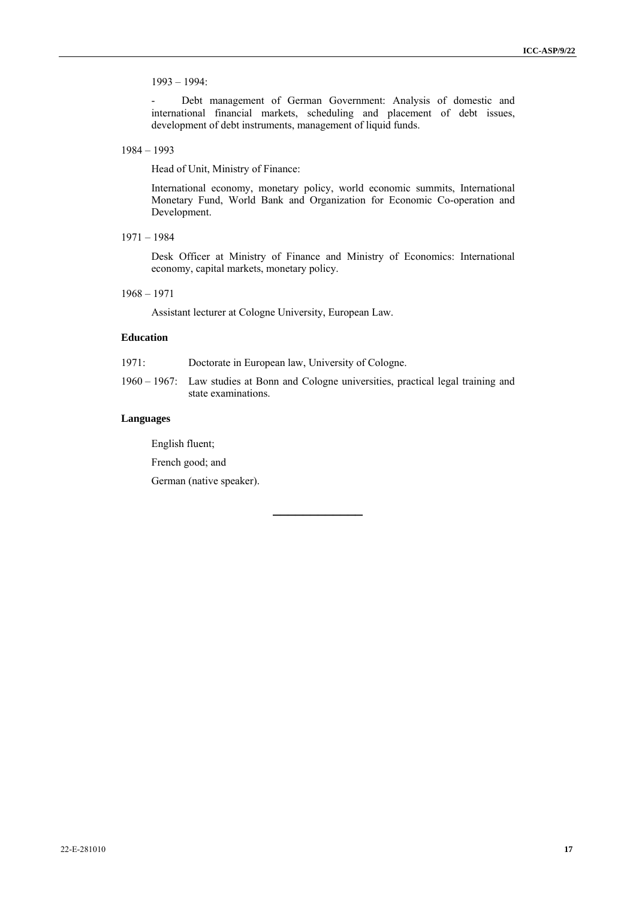1993 – 1994:

- Debt management of German Government: Analysis of domestic and international financial markets, scheduling and placement of debt issues, development of debt instruments, management of liquid funds.

1984 – 1993

Head of Unit, Ministry of Finance:

International economy, monetary policy, world economic summits, International Monetary Fund, World Bank and Organization for Economic Co-operation and Development.

1971 – 1984

Desk Officer at Ministry of Finance and Ministry of Economics: International economy, capital markets, monetary policy.

1968 – 1971

Assistant lecturer at Cologne University, European Law.

**Education**

1971: Doctorate in European law, University of Cologne.

1960 – 1967: Law studies at Bonn and Cologne universities, practical legal training and state examinations.

**Languages**

English fluent;

French good; and

German (native speaker).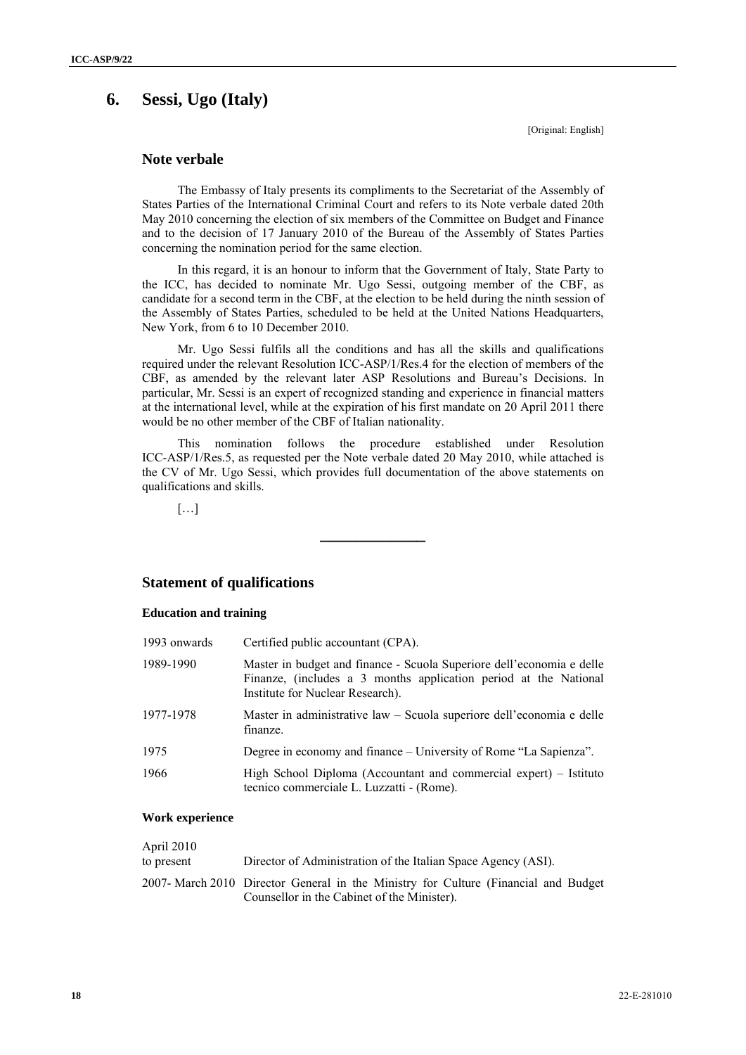## 6. Sessi, Ugo (Italy)

[Original: English]

### Note verbale

The Embassy of Italy presents its compliments to the Secretariat of the Assembly of States Parties of the International Criminal Court and refers to its Note verbale dated 20th May 2010 concerning the election of six members of the Committee on Budget and Finance and to the decision of 17 January 2010 of the Bureau of the Assembly of States Parties concerning the nomination period for the same election.

In this regard, it is an honour to inform that the Government of Italy, State Party to the ICC, has decided to nominate Mr. Ugo Sessi, outgoing member of the CBF, as candidate for a second term in the CBF, at the election to be held during the ninth session of the Assembly of States Parties, scheduled to be held at the United Nations Headquarters, New York, from 6 to 10 December 2010.

Mr. Ugo Sessi fulfils all the conditions and has all the skills and qualifications required under the relevant Resolution ICC-ASP/1/Res.4 for the election of members of the CBF, as amended by the relevant later ASP Resolutions and Bureau's Decisions. In particular, Mr. Sessi is an expert of recognized standing and experience in financial matters at the international level, while at the expiration of his first mandate on 20 April 2011 there would be no other member of the CBF of Italian nationality.

This nomination follows the procedure established under Resolution ICC-ASP/1/Res.5, as requested per the Note verbale dated 20 May 2010, while attached is the CV of Mr. Ugo Sessi, which provides full documentation of the above statements on qualifications and skills.

[…]

---

### Statement of qualifications

#### Education and training

| | |
|---|---|
| 1993 onwards | Certified public accountant (CPA). |
| 1989-1990 | Master in budget and finance - Scuola Superiore dell'economia e delle Finanze, (includes a 3 months application period at the National Institute for Nuclear Research). |
| 1977-1978 | Master in administrative law – Scuola superiore dell'economia e delle finanze. |
| 1975 | Degree in economy and finance – University of Rome "La Sapienza". |
| 1966 | High School Diploma (Accountant and commercial expert) – Istituto tecnico commerciale L. Luzzatti - (Rome). |

#### Work experience

| | |
|---|---|
| April 2010 to present | Director of Administration of the Italian Space Agency (ASI). |
| 2007- March 2010 | Director General in the Ministry for Culture (Financial and Budget Counsellor in the Cabinet of the Minister). |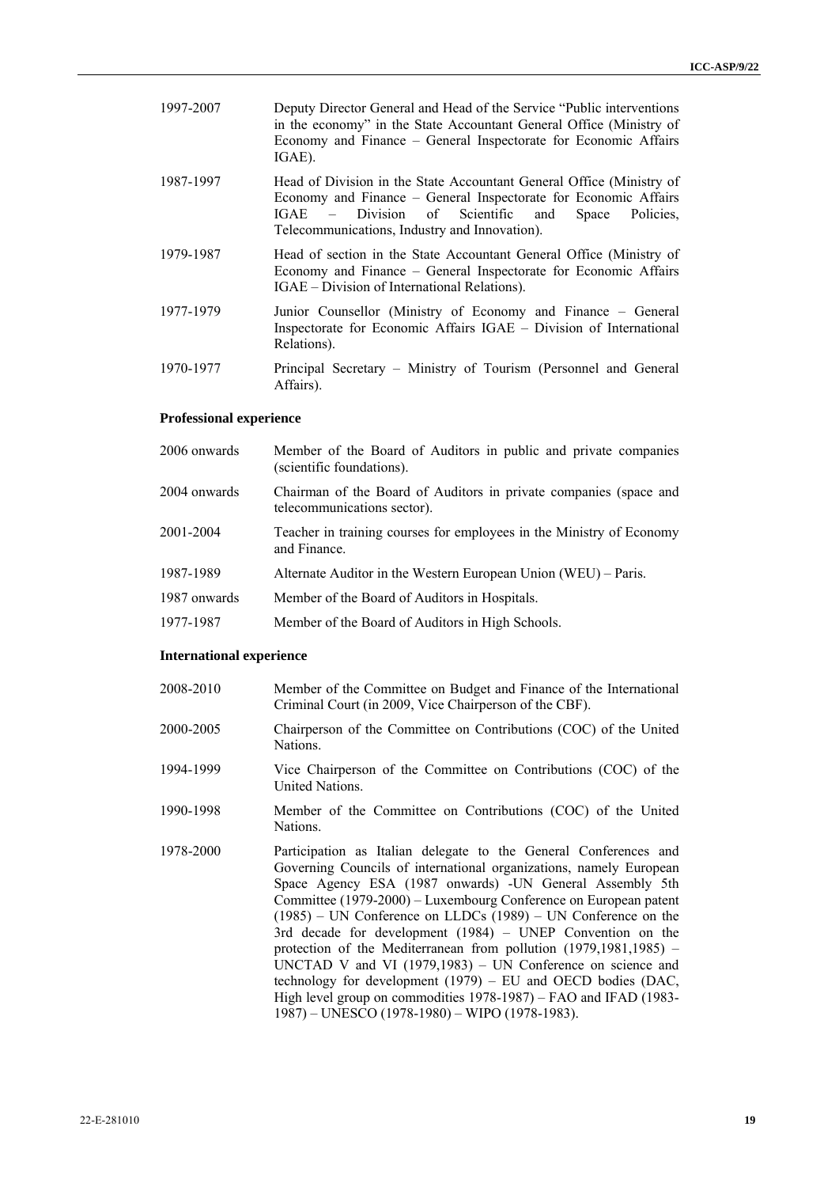| | |
|---|---|
| 1997-2007 | Deputy Director General and Head of the Service "Public interventions in the economy" in the State Accountant General Office (Ministry of Economy and Finance – General Inspectorate for Economic Affairs IGAE). |
| 1987-1997 | Head of Division in the State Accountant General Office (Ministry of Economy and Finance – General Inspectorate for Economic Affairs IGAE – Division of Scientific and Space Policies, Telecommunications, Industry and Innovation). |
| 1979-1987 | Head of section in the State Accountant General Office (Ministry of Economy and Finance – General Inspectorate for Economic Affairs IGAE – Division of International Relations). |
| 1977-1979 | Junior Counsellor (Ministry of Economy and Finance – General Inspectorate for Economic Affairs IGAE – Division of International Relations). |
| 1970-1977 | Principal Secretary – Ministry of Tourism (Personnel and General Affairs). |

**Professional experience**

| | |
|---|---|
| 2006 onwards | Member of the Board of Auditors in public and private companies (scientific foundations). |
| 2004 onwards | Chairman of the Board of Auditors in private companies (space and telecommunications sector). |
| 2001-2004 | Teacher in training courses for employees in the Ministry of Economy and Finance. |
| 1987-1989 | Alternate Auditor in the Western European Union (WEU) – Paris. |
| 1987 onwards | Member of the Board of Auditors in Hospitals. |
| 1977-1987 | Member of the Board of Auditors in High Schools. |

**International experience**

| | |
|---|---|
| 2008-2010 | Member of the Committee on Budget and Finance of the International Criminal Court (in 2009, Vice Chairperson of the CBF). |
| 2000-2005 | Chairperson of the Committee on Contributions (COC) of the United Nations. |
| 1994-1999 | Vice Chairperson of the Committee on Contributions (COC) of the United Nations. |
| 1990-1998 | Member of the Committee on Contributions (COC) of the United Nations. |
| 1978-2000 | Participation as Italian delegate to the General Conferences and Governing Councils of international organizations, namely European Space Agency ESA (1987 onwards) -UN General Assembly 5th Committee (1979-2000) – Luxembourg Conference on European patent (1985) – UN Conference on LLDCs (1989) – UN Conference on the 3rd decade for development (1984) – UNEP Convention on the protection of the Mediterranean from pollution (1979,1981,1985) – UNCTAD V and VI (1979,1983) – UN Conference on science and technology for development (1979) – EU and OECD bodies (DAC, High level group on commodities 1978-1987) – FAO and IFAD (1983-1987) – UNESCO (1978-1980) – WIPO (1978-1983). |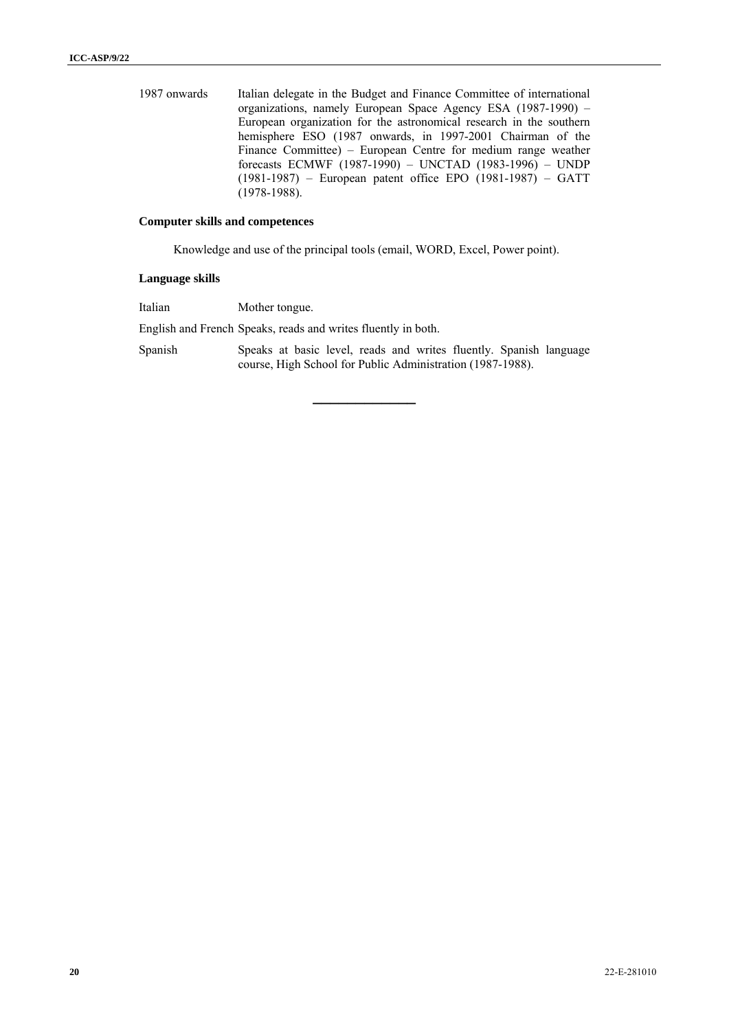| | |
|---|---|
| 1987 onwards | Italian delegate in the Budget and Finance Committee of international organizations, namely European Space Agency ESA (1987-1990) – European organization for the astronomical research in the southern hemisphere ESO (1987 onwards, in 1997-2001 Chairman of the Finance Committee) – European Centre for medium range weather forecasts ECMWF (1987-1990) – UNCTAD (1983-1996) – UNDP (1981-1987) – European patent office EPO (1981-1987) – GATT (1978-1988). |

**Computer skills and competences**

Knowledge and use of the principal tools (email, WORD, Excel, Power point).

**Language skills**

| | |
|---|---|
| Italian | Mother tongue. |
| English and French | Speaks, reads and writes fluently in both. |
| Spanish | Speaks at basic level, reads and writes fluently. Spanish language course, High School for Public Administration (1987-1988). |